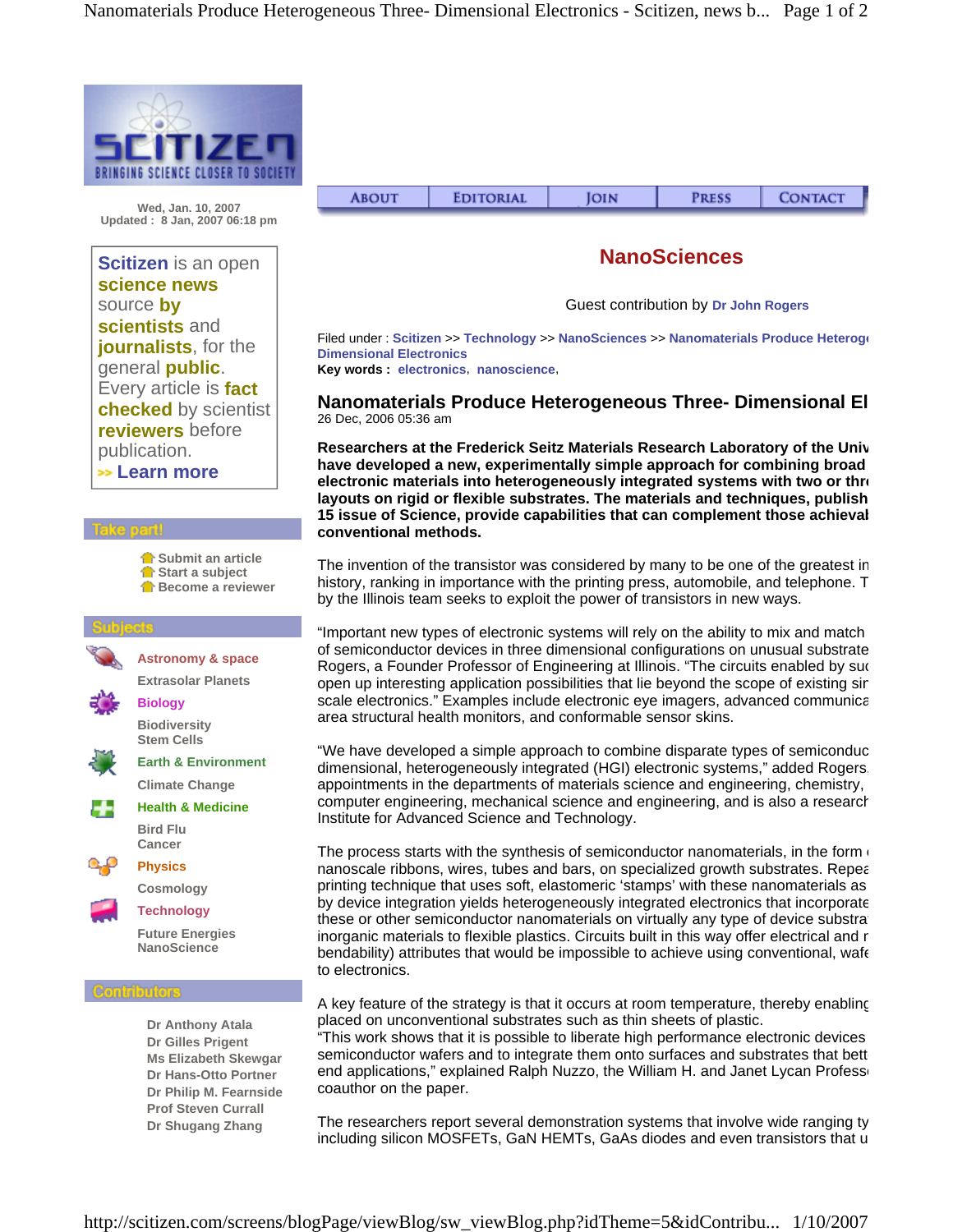SCITIZEN
BRINGING SCIENCE CLOSER TO SOCIETY

Wed, Jan. 10, 2007
Updated : 8 Jan, 2007 06:18 pm

**Scitizen** is an open **science news** source **by scientists** and **journalists**, for the general **public**. Every article is **fact checked** by scientist **reviewers** before publication.
>> Learn more

## Take part!

- Submit an article
- Start a subject
- Become a reviewer

## Subjects

- **Astronomy & space**
  - Extrasolar Planets
- **Biology**
  - Biodiversity
  - Stem Cells
- **Earth & Environment**
  - Climate Change
- **Health & Medicine**
  - Bird Flu
  - Cancer
- **Physics**
  - Cosmology
- **Technology**
  - Future Energies
  - NanoScience

## Contributors

- Dr Anthony Atala
- Dr Gilles Prigent
- Ms Elizabeth Skewgar
- Dr Hans-Otto Portner
- Dr Philip M. Fearnside
- Prof Steven Currall
- Dr Shugang Zhang

ABOUT | EDITORIAL | JOIN | PRESS | CONTACT

# NanoSciences

Guest contribution by **Dr John Rogers**

Filed under : **Scitizen** >> **Technology** >> **NanoSciences** >> **Nanomaterials Produce Heteroge Dimensional Electronics**
**Key words :** electronics, nanoscience,

## Nanomaterials Produce Heterogeneous Three- Dimensional El

26 Dec, 2006 05:36 am

**Researchers at the Frederick Seitz Materials Research Laboratory of the Univ have developed a new, experimentally simple approach for combining broad electronic materials into heterogeneously integrated systems with two or thr layouts on rigid or flexible substrates. The materials and techniques, publish 15 issue of Science, provide capabilities that can complement those achieval conventional methods.**

The invention of the transistor was considered by many to be one of the greatest in history, ranking in importance with the printing press, automobile, and telephone. T by the Illinois team seeks to exploit the power of transistors in new ways.

"Important new types of electronic systems will rely on the ability to mix and match of semiconductor devices in three dimensional configurations on unusual substrate Rogers, a Founder Professor of Engineering at Illinois. "The circuits enabled by suc open up interesting application possibilities that lie beyond the scope of existing sir scale electronics." Examples include electronic eye imagers, advanced communica area structural health monitors, and conformable sensor skins.

"We have developed a simple approach to combine disparate types of semiconduc dimensional, heterogeneously integrated (HGI) electronic systems," added Rogers, appointments in the departments of materials science and engineering, chemistry, computer engineering, mechanical science and engineering, and is also a research Institute for Advanced Science and Technology.

The process starts with the synthesis of semiconductor nanomaterials, in the form nanoscale ribbons, wires, tubes and bars, on specialized growth substrates. Repea printing technique that uses soft, elastomeric 'stamps' with these nanomaterials as by device integration yields heterogeneously integrated electronics that incorporate these or other semiconductor nanomaterials on virtually any type of device substra inorganic materials to flexible plastics. Circuits built in this way offer electrical and r bendability) attributes that would be impossible to achieve using conventional, wafe to electronics.

A key feature of the strategy is that it occurs at room temperature, thereby enabling placed on unconventional substrates such as thin sheets of plastic.
"This work shows that it is possible to liberate high performance electronic devices semiconductor wafers and to integrate them onto surfaces and substrates that bett end applications," explained Ralph Nuzzo, the William H. and Janet Lycan Professo coauthor on the paper.

The researchers report several demonstration systems that involve wide ranging ty including silicon MOSFETs, GaN HEMTs, GaAs diodes and even transistors that u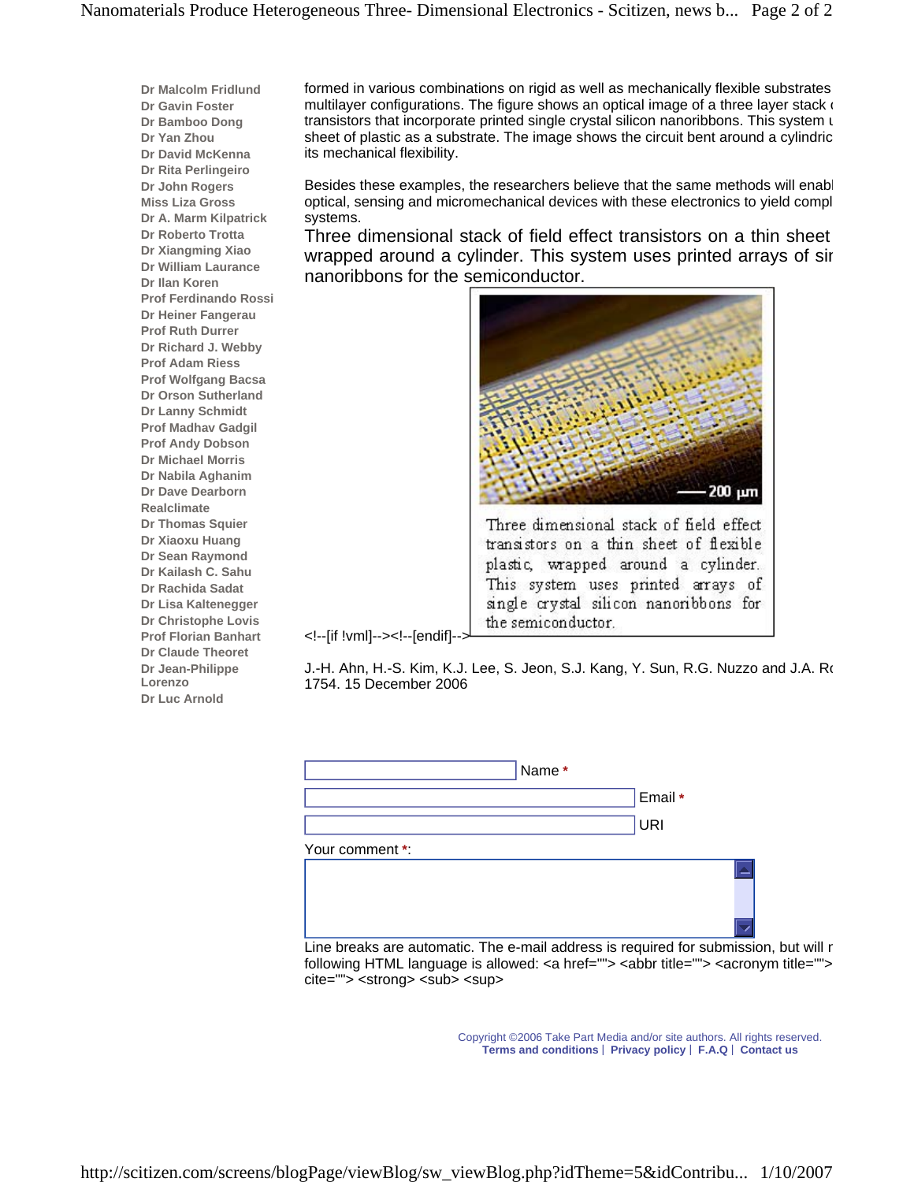Dr Malcolm Fridlund
Dr Gavin Foster
Dr Bamboo Dong
Dr Yan Zhou
Dr David McKenna
Dr Rita Perlingeiro
Dr John Rogers
Miss Liza Gross
Dr A. Marm Kilpatrick
Dr Roberto Trotta
Dr Xiangming Xiao
Dr William Laurance
Dr Ilan Koren
Prof Ferdinando Rossi
Dr Heiner Fangerau
Prof Ruth Durrer
Dr Richard J. Webby
Prof Adam Riess
Prof Wolfgang Bacsa
Dr Orson Sutherland
Dr Lanny Schmidt
Prof Madhav Gadgil
Prof Andy Dobson
Dr Michael Morris
Dr Nabila Aghanim
Dr Dave Dearborn
Realclimate
Dr Thomas Squier
Dr Xiaoxu Huang
Dr Sean Raymond
Dr Kailash C. Sahu
Dr Rachida Sadat
Dr Lisa Kaltenegger
Dr Christophe Lovis
Prof Florian Banhart
Dr Claude Theoret
Dr Jean-Philippe Lorenzo
Dr Luc Arnold

formed in various combinations on rigid as well as mechanically flexible substrates multilayer configurations. The figure shows an optical image of a three layer stack transistors that incorporate printed single crystal silicon nanoribbons. This system u sheet of plastic as a substrate. The image shows the circuit bent around a cylindric its mechanical flexibility.

Besides these examples, the researchers believe that the same methods will enabl optical, sensing and micromechanical devices with these electronics to yield compl systems.

Three dimensional stack of field effect transistors on a thin sheet wrapped around a cylinder. This system uses printed arrays of sir nanoribbons for the semiconductor.

200 μm

Three dimensional stack of field effect transistors on a thin sheet of flexible plastic, wrapped around a cylinder. This system uses printed arrays of single crystal silicon nanoribbons for the semiconductor.

<!--[if !vml]--><!--[endif]-->

J.-H. Ahn, H.-S. Kim, K.J. Lee, S. Jeon, S.J. Kang, Y. Sun, R.G. Nuzzo and J.A. Ro 1754. 15 December 2006

Name *

Email *

URI

Your comment *:

Line breaks are automatic. The e-mail address is required for submission, but will r following HTML language is allowed: <a href=""> <abbr title=""> <acronym title=""> cite=""> <strong> <sub> <sup>

Copyright ©2006 Take Part Media and/or site authors. All rights reserved.
Terms and conditions | Privacy policy | F.A.Q | Contact us